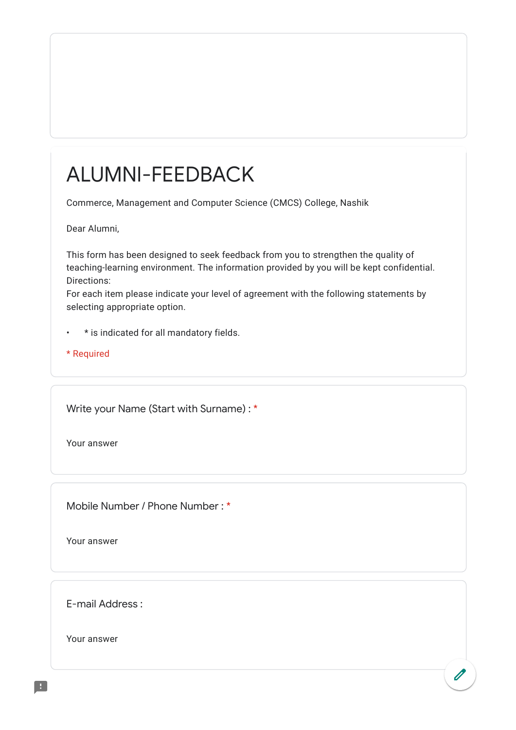# ALUMNI-FEEDBACK

Commerce, Management and Computer Science (CMCS) College, Nashik

Dear Alumni,

This form has been designed to seek feedback from you to strengthen the quality of teaching-learning environment. The information provided by you will be kept confidential.
Directions:
For each item please indicate your level of agreement with the following statements by selecting appropriate option.

- * is indicated for all mandatory fields.

* Required

Write your Name (Start with Surname) : *

Your answer

Mobile Number / Phone Number : *

Your answer

E-mail Address :

Your answer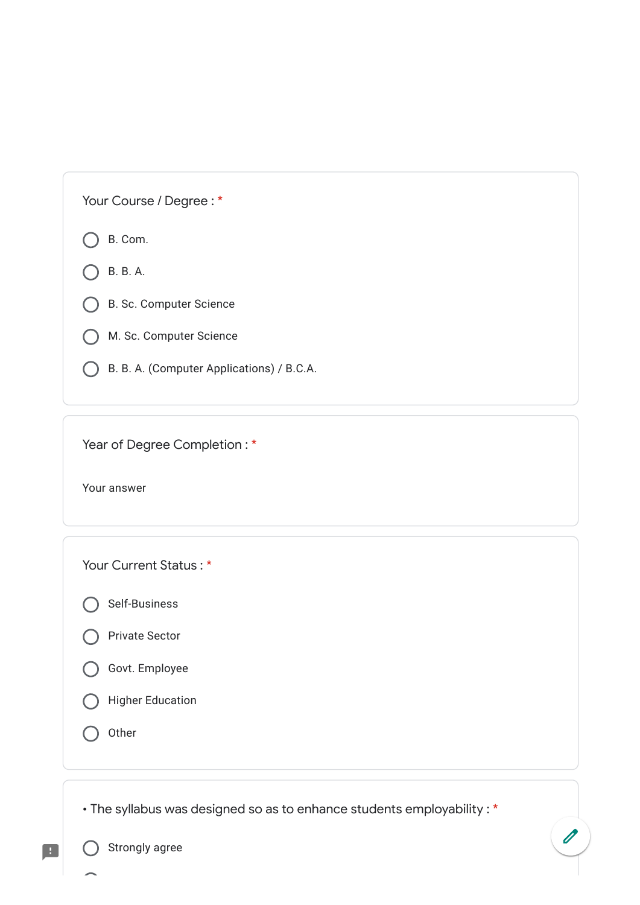Your Course / Degree : *

- B. Com.
- B. B. A.
- B. Sc. Computer Science
- M. Sc. Computer Science
- B. B. A. (Computer Applications) / B.C.A.

Year of Degree Completion : *

Your answer

Your Current Status : *

- Self-Business
- Private Sector
- Govt. Employee
- Higher Education
- Other

• The syllabus was designed so as to enhance students employability : *

- Strongly agree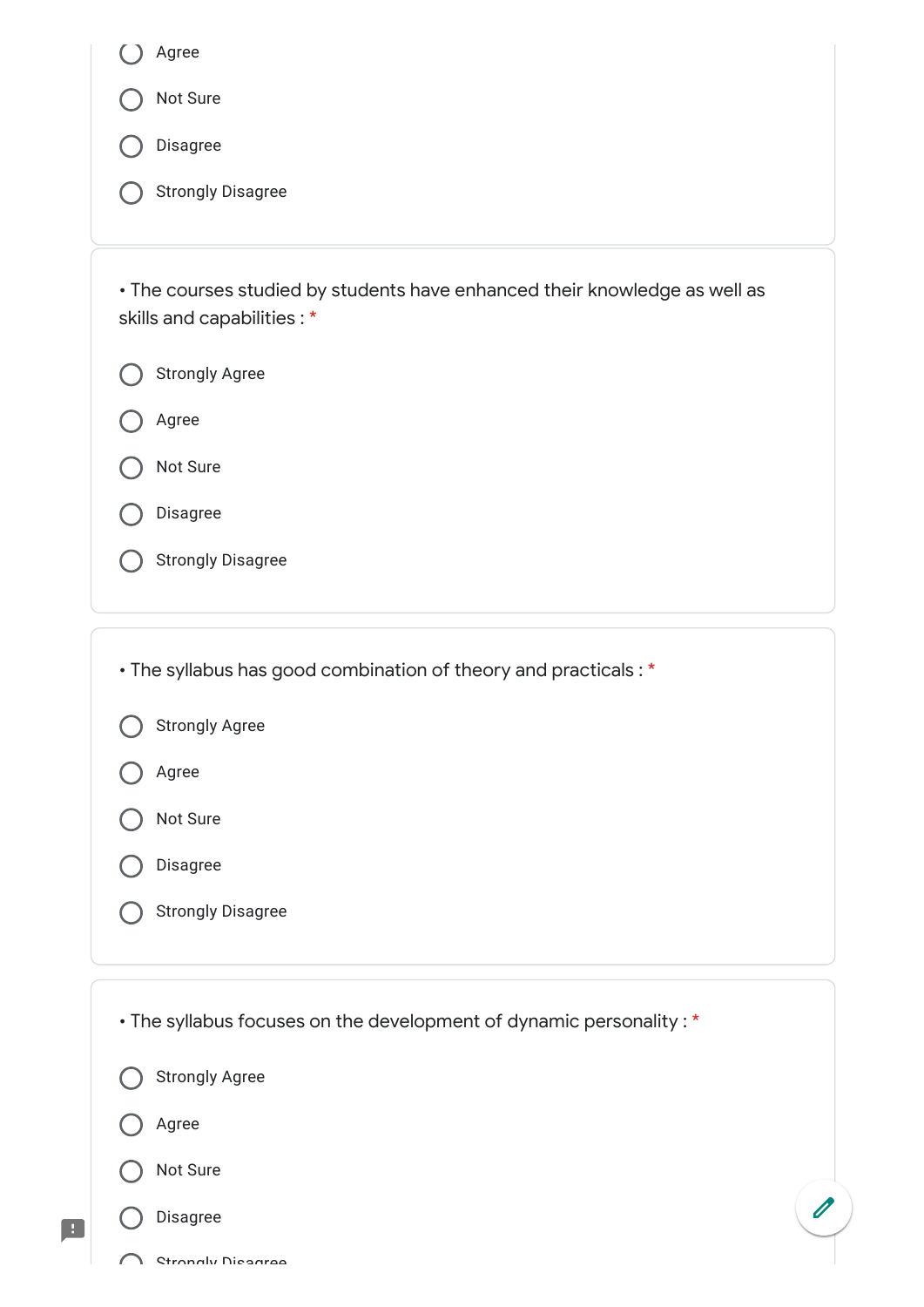- Agree
- Not Sure
- Disagree
- Strongly Disagree

• The courses studied by students have enhanced their knowledge as well as skills and capabilities : *

- Strongly Agree
- Agree
- Not Sure
- Disagree
- Strongly Disagree

• The syllabus has good combination of theory and practicals : *

- Strongly Agree
- Agree
- Not Sure
- Disagree
- Strongly Disagree

• The syllabus focuses on the development of dynamic personality : *

- Strongly Agree
- Agree
- Not Sure
- Disagree
- Strongly Disagree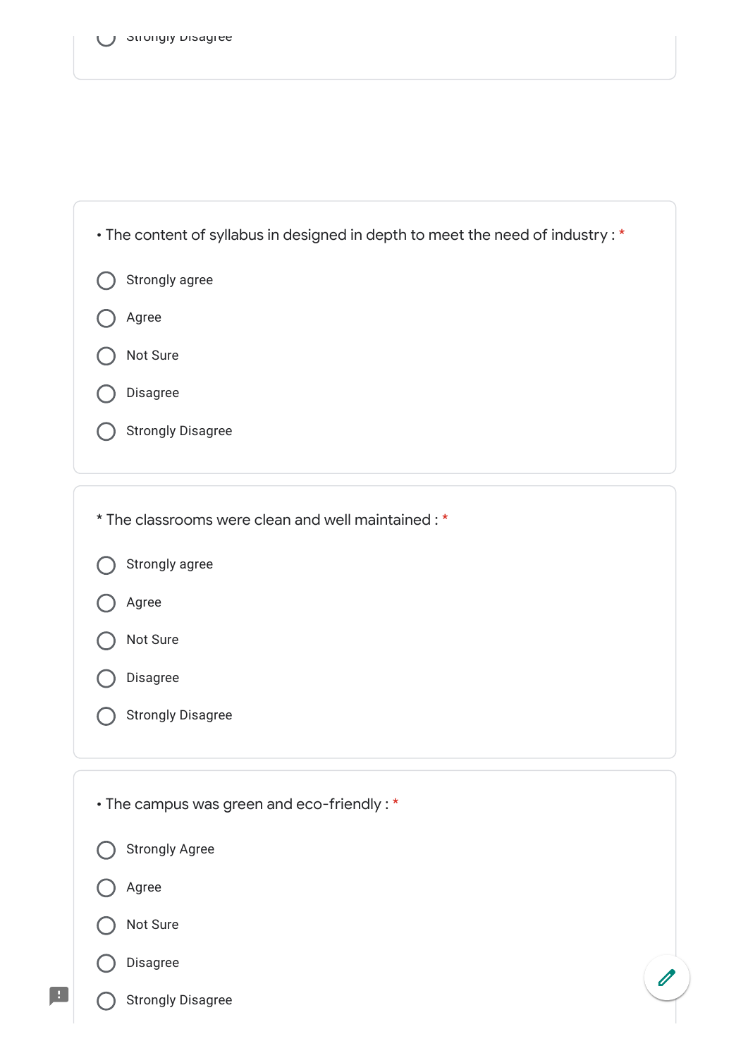- Strongly Disagree

• The content of syllabus in designed in depth to meet the need of industry : *

- Strongly agree
- Agree
- Not Sure
- Disagree
- Strongly Disagree

* The classrooms were clean and well maintained : *

- Strongly agree
- Agree
- Not Sure
- Disagree
- Strongly Disagree

• The campus was green and eco-friendly : *

- Strongly Agree
- Agree
- Not Sure
- Disagree
- Strongly Disagree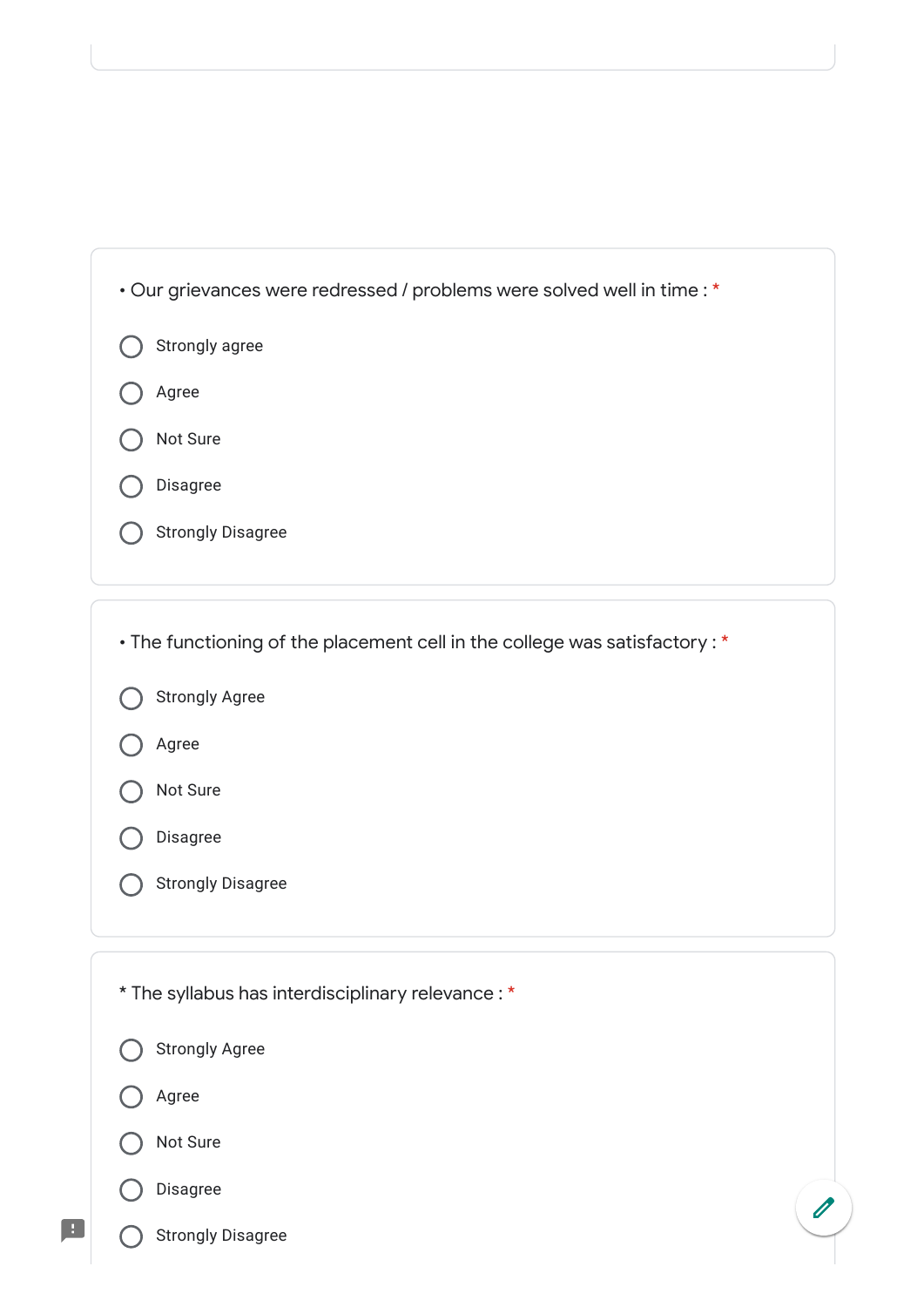• Our grievances were redressed / problems were solved well in time : *

- Strongly agree
- Agree
- Not Sure
- Disagree
- Strongly Disagree

• The functioning of the placement cell in the college was satisfactory : *

- Strongly Agree
- Agree
- Not Sure
- Disagree
- Strongly Disagree

* The syllabus has interdisciplinary relevance : *

- Strongly Agree
- Agree
- Not Sure
- Disagree
- Strongly Disagree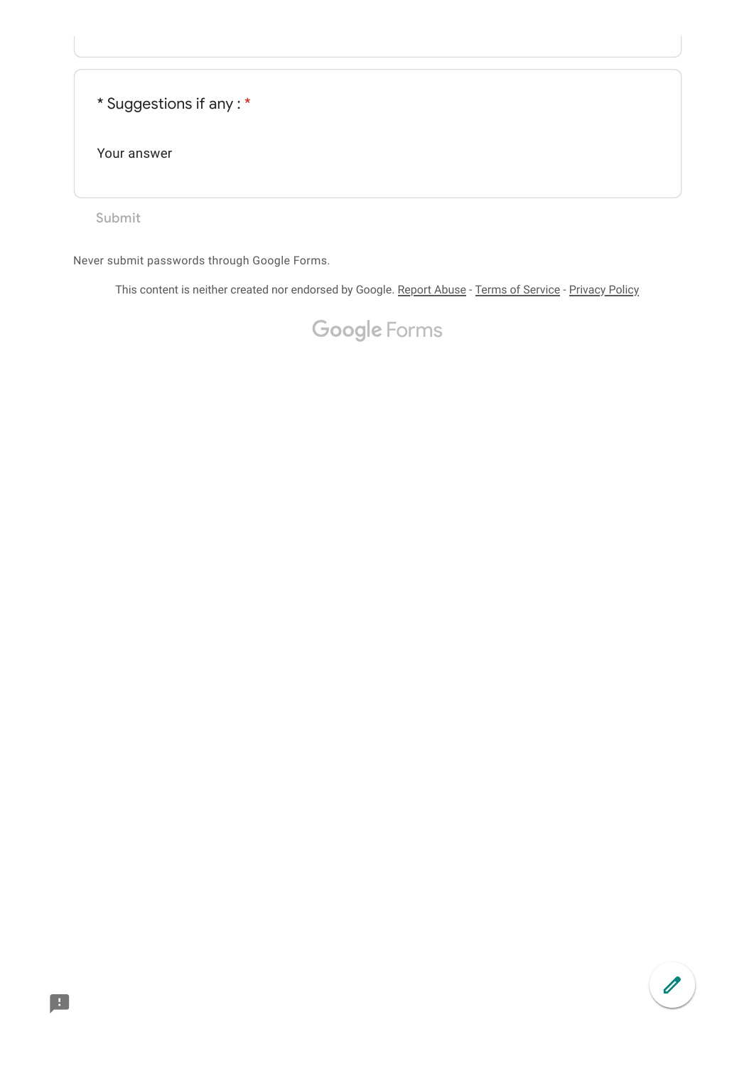* Suggestions if any : *

Your answer

Submit

Never submit passwords through Google Forms.

This content is neither created nor endorsed by Google. Report Abuse - Terms of Service - Privacy Policy

Google Forms